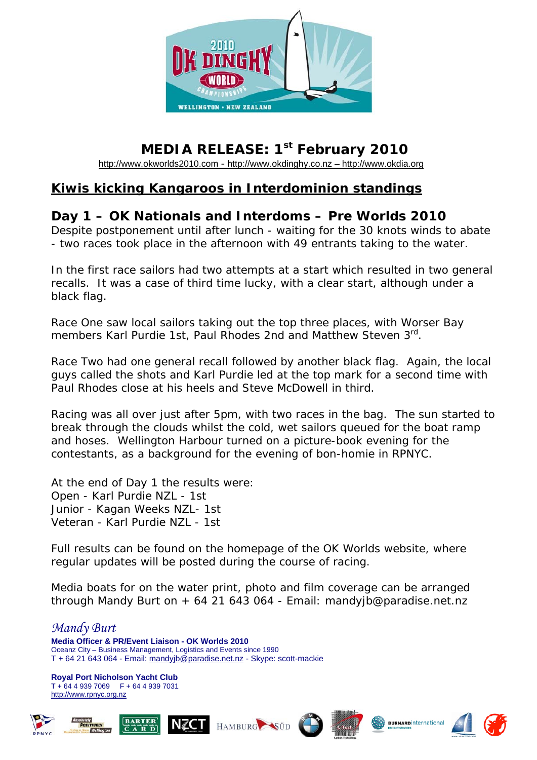# MEDIA RELEASE: 1st February 2010

http://www.okworlds2010.com - http://www.okdinghy.co.nz – http://www.okdia.org

## Kiwis kicking Kangaroos in Interdominion standings

## Day 1 – OK Nationals and Interdoms – Pre Worlds 2010

Despite postponement until after lunch - waiting for the 30 knots winds to abate - two races took place in the afternoon with 49 entrants taking to the water.

In the first race sailors had two attempts at a start which resulted in two general recalls. It was a case of third time lucky, with a clear start, although under a black flag.

Race One saw local sailors taking out the top three places, with Worser Bay members Karl Purdie 1st, Paul Rhodes 2nd and Matthew Steven 3rd.

Race Two had one general recall followed by another black flag. Again, the local guys called the shots and Karl Purdie led at the top mark for a second time with Paul Rhodes close at his heels and Steve McDowell in third.

Racing was all over just after 5pm, with two races in the bag. The sun started to break through the clouds whilst the cold, wet sailors queued for the boat ramp and hoses. Wellington Harbour turned on a picture-book evening for the contestants, as a background for the evening of bon-homie in RPNYC.

At the end of Day 1 the results were:
Open - Karl Purdie NZL - 1st
Junior - Kagan Weeks NZL- 1st
Veteran - Karl Purdie NZL - 1st

Full results can be found on the homepage of the OK Worlds website, where regular updates will be posted during the course of racing.

Media boats for on the water print, photo and film coverage can be arranged through Mandy Burt on + 64 21 643 064 - Email: mandyjb@paradise.net.nz

*Mandy Burt*
**Media Officer & PR/Event Liaison - OK Worlds 2010**
Oceanz City – Business Management, Logistics and Events since 1990
T + 64 21 643 064 - Email: mandyjb@paradise.net.nz - Skype: scott-mackie

**Royal Port Nicholson Yacht Club**
T + 64 4 939 7069 F + 64 4 939 7031
http://www.rpnyc.org.nz